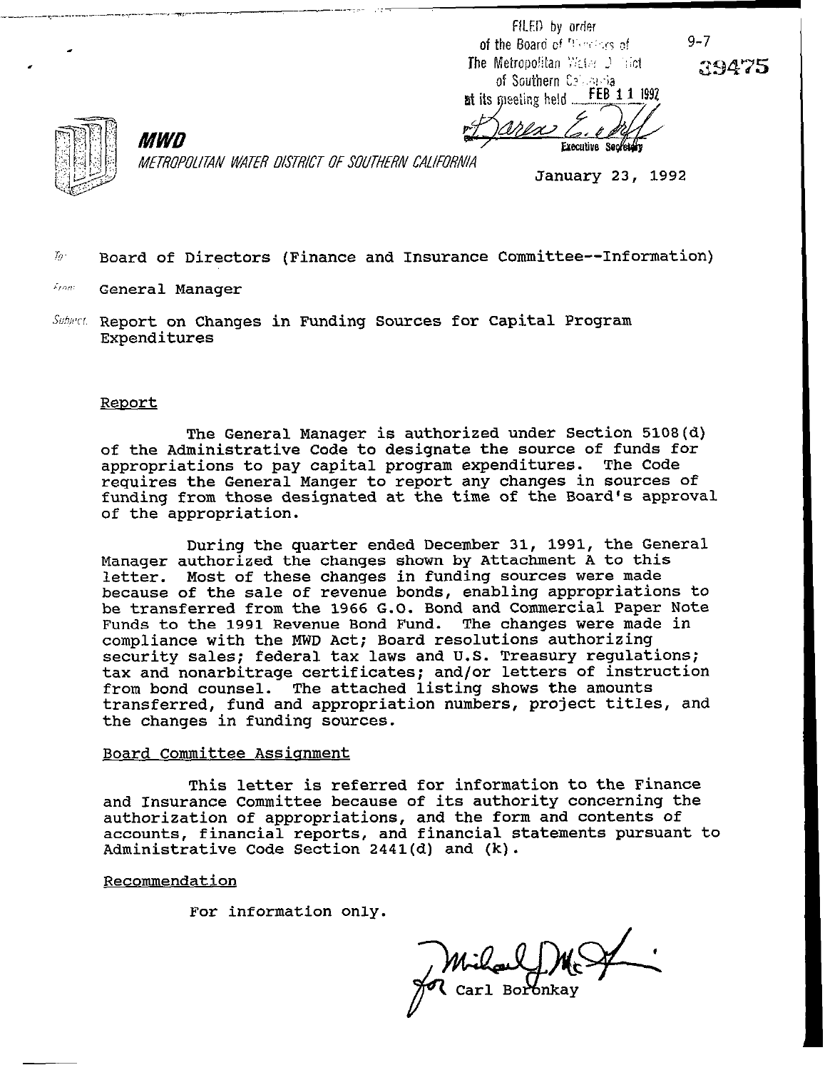FILED by order of the Board of Directors of The Metropolitan Water District of Southern California at its meeting held FEB 11 1992

Executive Secretary

9-7

39475

**MWD**

*METROPOLITAN WATER DISTRICT OF SOUTHERN CALIFORNIA*

January 23, 1992

To: Board of Directors (Finance and Insurance Committee--Information)

From: General Manager

Subject: Report on Changes in Funding Sources for Capital Program Expenditures

Report

The General Manager is authorized under Section 5108(d) of the Administrative Code to designate the source of funds for appropriations to pay capital program expenditures. The Code requires the General Manger to report any changes in sources of funding from those designated at the time of the Board's approval of the appropriation.

During the quarter ended December 31, 1991, the General Manager authorized the changes shown by Attachment A to this letter. Most of these changes in funding sources were made because of the sale of revenue bonds, enabling appropriations to be transferred from the 1966 G.O. Bond and Commercial Paper Note Funds to the 1991 Revenue Bond Fund. The changes were made in compliance with the MWD Act; Board resolutions authorizing security sales; federal tax laws and U.S. Treasury regulations; tax and nonarbitrage certificates; and/or letters of instruction from bond counsel. The attached listing shows the amounts transferred, fund and appropriation numbers, project titles, and the changes in funding sources.

Board Committee Assignment

This letter is referred for information to the Finance and Insurance Committee because of its authority concerning the authorization of appropriations, and the form and contents of accounts, financial reports, and financial statements pursuant to Administrative Code Section 2441(d) and (k).

Recommendation

For information only.

for Carl Boronkay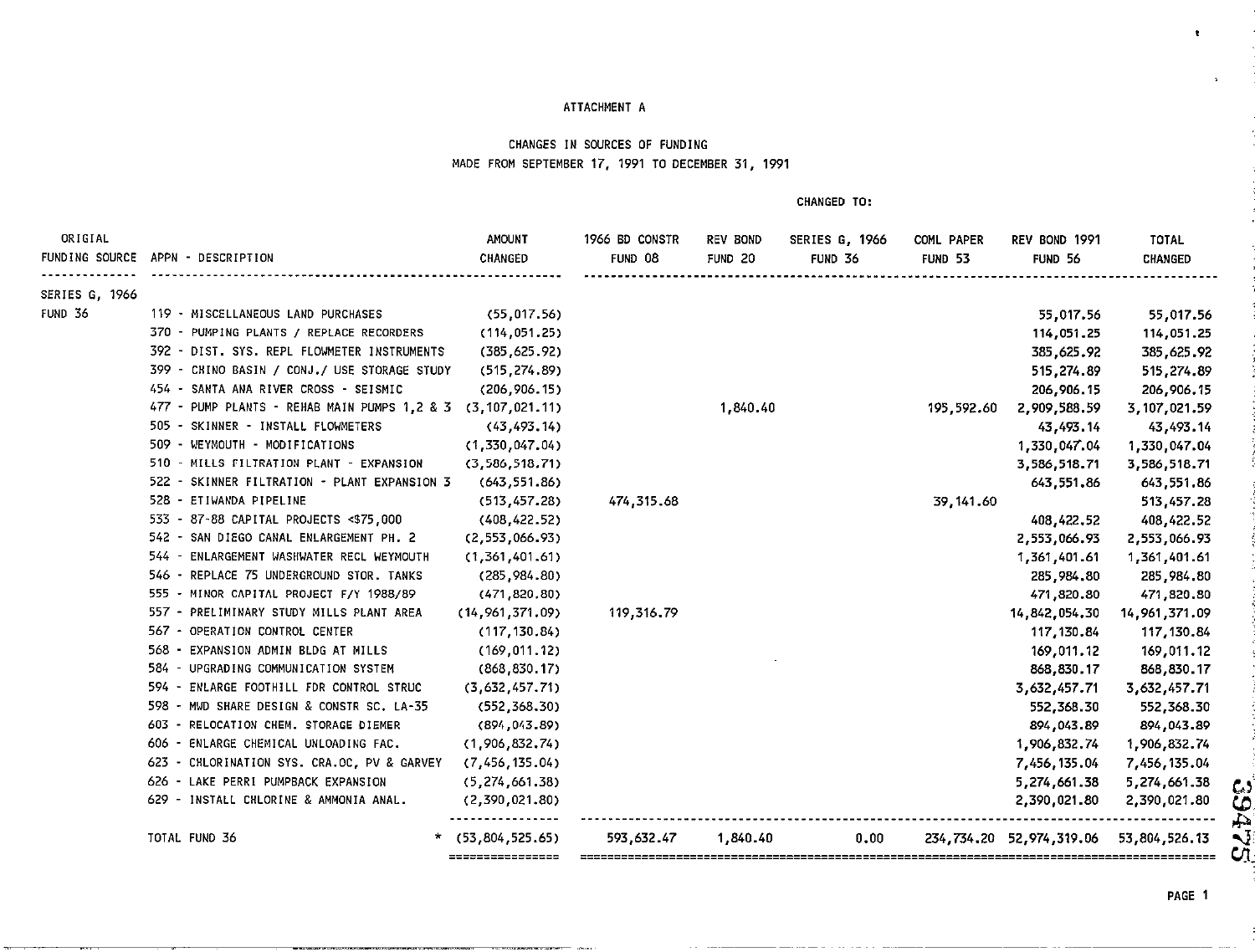ATTACHMENT A

CHANGES IN SOURCES OF FUNDING
MADE FROM SEPTEMBER 17, 1991 TO DECEMBER 31, 1991

| ORIGIAL FUNDING SOURCE | APPN - DESCRIPTION | AMOUNT CHANGED | CHANGED TO: 1966 BD CONSTR FUND 08 | REV BOND FUND 20 | SERIES G, 1966 FUND 36 | COML PAPER FUND 53 | REV BOND 1991 FUND 56 | TOTAL CHANGED |
|---|---|---|---|---|---|---|---|---|
| SERIES G, 1966 FUND 36 | 119 - MISCELLANEOUS LAND PURCHASES | (55,017.56) | | | | | 55,017.56 | 55,017.56 |
| | 370 - PUMPING PLANTS / REPLACE RECORDERS | (114,051.25) | | | | | 114,051.25 | 114,051.25 |
| | 392 - DIST. SYS. REPL FLOWMETER INSTRUMENTS | (385,625.92) | | | | | 385,625.92 | 385,625.92 |
| | 399 - CHINO BASIN / CONJ./ USE STORAGE STUDY | (515,274.89) | | | | | 515,274.89 | 515,274.89 |
| | 454 - SANTA ANA RIVER CROSS - SEISMIC | (206,906.15) | | | | | 206,906.15 | 206,906.15 |
| | 477 - PUMP PLANTS - REHAB MAIN PUMPS 1,2 & 3 | (3,107,021.11) | | 1,840.40 | | 195,592.60 | 2,909,588.59 | 3,107,021.59 |
| | 505 - SKINNER - INSTALL FLOWMETERS | (43,493.14) | | | | | 43,493.14 | 43,493.14 |
| | 509 - WEYMOUTH - MODIFICATIONS | (1,330,047.04) | | | | | 1,330,047.04 | 1,330,047.04 |
| | 510 - MILLS FILTRATION PLANT - EXPANSION | (3,586,518.71) | | | | | 3,586,518.71 | 3,586,518.71 |
| | 522 - SKINNER FILTRATION - PLANT EXPANSION 3 | (643,551.86) | | | | | 643,551.86 | 643,551.86 |
| | 528 - ETIWANDA PIPELINE | (513,457.28) | 474,315.68 | | | 39,141.60 | | 513,457.28 |
| | 533 - 87-88 CAPITAL PROJECTS <$75,000 | (408,422.52) | | | | | 408,422.52 | 408,422.52 |
| | 542 - SAN DIEGO CANAL ENLARGEMENT PH. 2 | (2,553,066.93) | | | | | 2,553,066.93 | 2,553,066.93 |
| | 544 - ENLARGEMENT WASHWATER RECL WEYMOUTH | (1,361,401.61) | | | | | 1,361,401.61 | 1,361,401.61 |
| | 546 - REPLACE 75 UNDERGROUND STOR. TANKS | (285,984.80) | | | | | 285,984.80 | 285,984.80 |
| | 555 - MINOR CAPITAL PROJECT F/Y 1988/89 | (471,820.80) | | | | | 471,820.80 | 471,820.80 |
| | 557 - PRELIMINARY STUDY MILLS PLANT AREA | (14,961,371.09) | 119,316.79 | | | | 14,842,054.30 | 14,961,371.09 |
| | 567 - OPERATION CONTROL CENTER | (117,130.84) | | | | | 117,130.84 | 117,130.84 |
| | 568 - EXPANSION ADMIN BLDG AT MILLS | (169,011.12) | | | | | 169,011.12 | 169,011.12 |
| | 584 - UPGRADING COMMUNICATION SYSTEM | (868,830.17) | | | | | 868,830.17 | 868,830.17 |
| | 594 - ENLARGE FOOTHILL FDR CONTROL STRUC | (3,632,457.71) | | | | | 3,632,457.71 | 3,632,457.71 |
| | 598 - MWD SHARE DESIGN & CONSTR SC. LA-35 | (552,368.30) | | | | | 552,368.30 | 552,368.30 |
| | 603 - RELOCATION CHEM. STORAGE DIEMER | (894,043.89) | | | | | 894,043.89 | 894,043.89 |
| | 606 - ENLARGE CHEMICAL UNLOADING FAC. | (1,906,832.74) | | | | | 1,906,832.74 | 1,906,832.74 |
| | 623 - CHLORINATION SYS. CRA.OC, PV & GARVEY | (7,456,135.04) | | | | | 7,456,135.04 | 7,456,135.04 |
| | 626 - LAKE PERRI PUMPBACK EXPANSION | (5,274,661.38) | | | | | 5,274,661.38 | 5,274,661.38 |
| | 629 - INSTALL CHLORINE & AMMONIA ANAL. | (2,390,021.80) | | | | | 2,390,021.80 | 2,390,021.80 |
| | TOTAL FUND 36 * | (53,804,525.65) | 593,632.47 | 1,840.40 | 0.00 | 234,734.20 | 52,974,319.06 | 53,804,526.13 |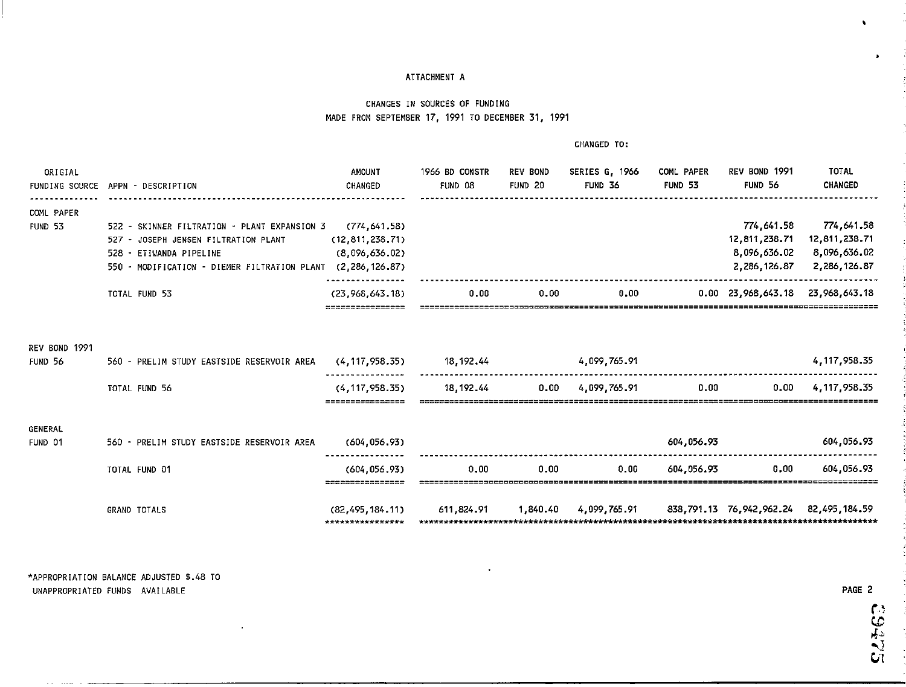ATTACHMENT A

CHANGES IN SOURCES OF FUNDING
MADE FROM SEPTEMBER 17, 1991 TO DECEMBER 31, 1991

| | | | CHANGED TO: | | | | | |
|---|---|---|---|---|---|---|---|---|
| ORIGIAL FUNDING SOURCE | APPN - DESCRIPTION | AMOUNT CHANGED | 1966 BD CONSTR FUND 08 | REV BOND FUND 20 | SERIES G, 1966 FUND 36 | COML PAPER FUND 53 | REV BOND 1991 FUND 56 | TOTAL CHANGED |
| COML PAPER FUND 53 | 522 - SKINNER FILTRATION - PLANT EXPANSION 3 | (774,641.58) | | | | | 774,641.58 | 774,641.58 |
| | 527 - JOSEPH JENSEN FILTRATION PLANT | (12,811,238.71) | | | | | 12,811,238.71 | 12,811,238.71 |
| | 528 - ETIWANDA PIPELINE | (8,096,636.02) | | | | | 8,096,636.02 | 8,096,636.02 |
| | 550 - MODIFICATION - DIEMER FILTRATION PLANT | (2,286,126.87) | | | | | 2,286,126.87 | 2,286,126.87 |
| | TOTAL FUND 53 | (23,968,643.18) | 0.00 | 0.00 | 0.00 | 0.00 | 23,968,643.18 | 23,968,643.18 |
| REV BOND 1991 FUND 56 | 560 - PRELIM STUDY EASTSIDE RESERVOIR AREA | (4,117,958.35) | 18,192.44 | | 4,099,765.91 | | | 4,117,958.35 |
| | TOTAL FUND 56 | (4,117,958.35) | 18,192.44 | 0.00 | 4,099,765.91 | 0.00 | 0.00 | 4,117,958.35 |
| GENERAL FUND 01 | 560 - PRELIM STUDY EASTSIDE RESERVOIR AREA | (604,056.93) | | | | 604,056.93 | | 604,056.93 |
| | TOTAL FUND 01 | (604,056.93) | 0.00 | 0.00 | 0.00 | 604,056.93 | 0.00 | 604,056.93 |
| | GRAND TOTALS | (82,495,184.11) | 611,824.91 | 1,840.40 | 4,099,765.91 | 838,791.13 | 76,942,962.24 | 82,495,184.59 |

*APPROPRIATION BALANCE ADJUSTED $.48 TO UNAPPROPRIATED FUNDS AVAILABLE